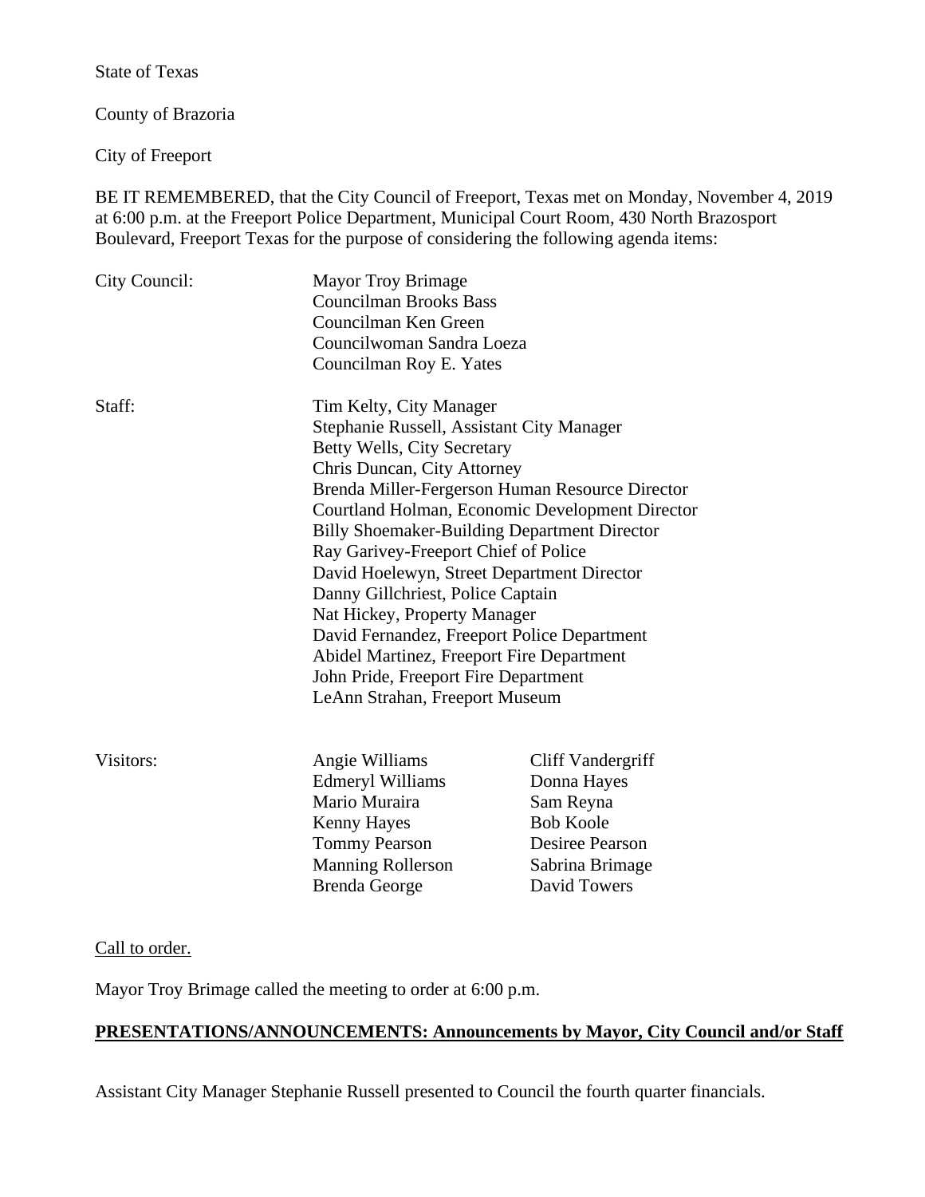State of Texas

County of Brazoria

City of Freeport

BE IT REMEMBERED, that the City Council of Freeport, Texas met on Monday, November 4, 2019 at 6:00 p.m. at the Freeport Police Department, Municipal Court Room, 430 North Brazosport Boulevard, Freeport Texas for the purpose of considering the following agenda items:

City Council:
- Mayor Troy Brimage
- Councilman Brooks Bass
- Councilman Ken Green
- Councilwoman Sandra Loeza
- Councilman Roy E. Yates

Staff:
- Tim Kelty, City Manager
- Stephanie Russell, Assistant City Manager
- Betty Wells, City Secretary
- Chris Duncan, City Attorney
- Brenda Miller-Fergerson Human Resource Director
- Courtland Holman, Economic Development Director
- Billy Shoemaker-Building Department Director
- Ray Garivey-Freeport Chief of Police
- David Hoelewyn, Street Department Director
- Danny Gillchriest, Police Captain
- Nat Hickey, Property Manager
- David Fernandez, Freeport Police Department
- Abidel Martinez, Freeport Fire Department
- John Pride, Freeport Fire Department
- LeAnn Strahan, Freeport Museum

Visitors:
- Angie Williams
- Edmeryl Williams
- Mario Muraira
- Kenny Hayes
- Tommy Pearson
- Manning Rollerson
- Brenda George
- Cliff Vandergriff
- Donna Hayes
- Sam Reyna
- Bob Koole
- Desiree Pearson
- Sabrina Brimage
- David Towers

Call to order.

Mayor Troy Brimage called the meeting to order at 6:00 p.m.

**PRESENTATIONS/ANNOUNCEMENTS: Announcements by Mayor, City Council and/or Staff**

Assistant City Manager Stephanie Russell presented to Council the fourth quarter financials.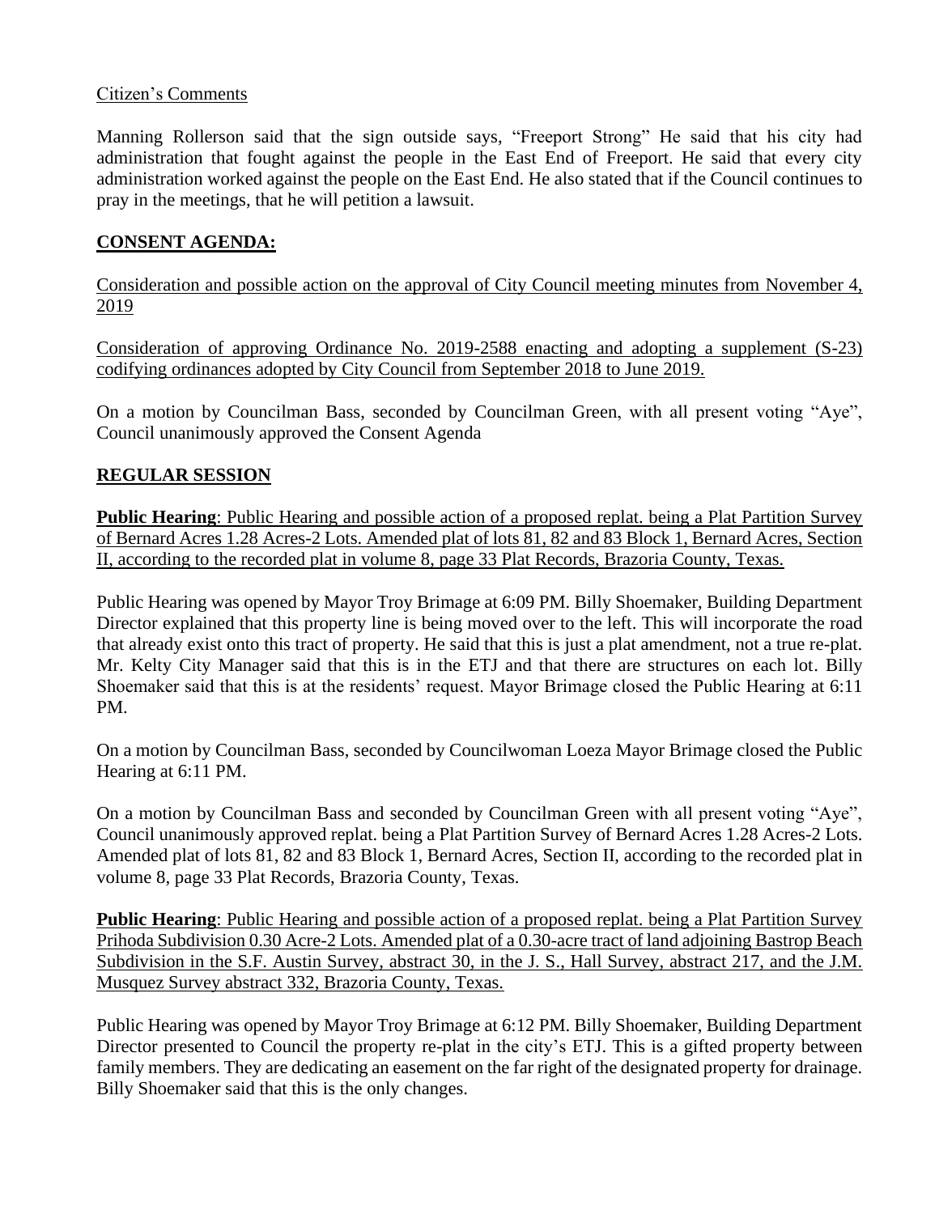Citizen's Comments

Manning Rollerson said that the sign outside says, "Freeport Strong" He said that his city had administration that fought against the people in the East End of Freeport. He said that every city administration worked against the people on the East End. He also stated that if the Council continues to pray in the meetings, that he will petition a lawsuit.

**CONSENT AGENDA:**

Consideration and possible action on the approval of City Council meeting minutes from November 4, 2019

Consideration of approving Ordinance No. 2019-2588 enacting and adopting a supplement (S-23) codifying ordinances adopted by City Council from September 2018 to June 2019.

On a motion by Councilman Bass, seconded by Councilman Green, with all present voting "Aye", Council unanimously approved the Consent Agenda

**REGULAR SESSION**

**Public Hearing**: Public Hearing and possible action of a proposed replat. being a Plat Partition Survey of Bernard Acres 1.28 Acres-2 Lots. Amended plat of lots 81, 82 and 83 Block 1, Bernard Acres, Section II, according to the recorded plat in volume 8, page 33 Plat Records, Brazoria County, Texas.

Public Hearing was opened by Mayor Troy Brimage at 6:09 PM. Billy Shoemaker, Building Department Director explained that this property line is being moved over to the left. This will incorporate the road that already exist onto this tract of property. He said that this is just a plat amendment, not a true re-plat. Mr. Kelty City Manager said that this is in the ETJ and that there are structures on each lot. Billy Shoemaker said that this is at the residents' request. Mayor Brimage closed the Public Hearing at 6:11 PM.

On a motion by Councilman Bass, seconded by Councilwoman Loeza Mayor Brimage closed the Public Hearing at 6:11 PM.

On a motion by Councilman Bass and seconded by Councilman Green with all present voting "Aye", Council unanimously approved replat. being a Plat Partition Survey of Bernard Acres 1.28 Acres-2 Lots. Amended plat of lots 81, 82 and 83 Block 1, Bernard Acres, Section II, according to the recorded plat in volume 8, page 33 Plat Records, Brazoria County, Texas.

**Public Hearing**: Public Hearing and possible action of a proposed replat. being a Plat Partition Survey Prihoda Subdivision 0.30 Acre-2 Lots. Amended plat of a 0.30-acre tract of land adjoining Bastrop Beach Subdivision in the S.F. Austin Survey, abstract 30, in the J. S., Hall Survey, abstract 217, and the J.M. Musquez Survey abstract 332, Brazoria County, Texas.

Public Hearing was opened by Mayor Troy Brimage at 6:12 PM. Billy Shoemaker, Building Department Director presented to Council the property re-plat in the city's ETJ. This is a gifted property between family members. They are dedicating an easement on the far right of the designated property for drainage. Billy Shoemaker said that this is the only changes.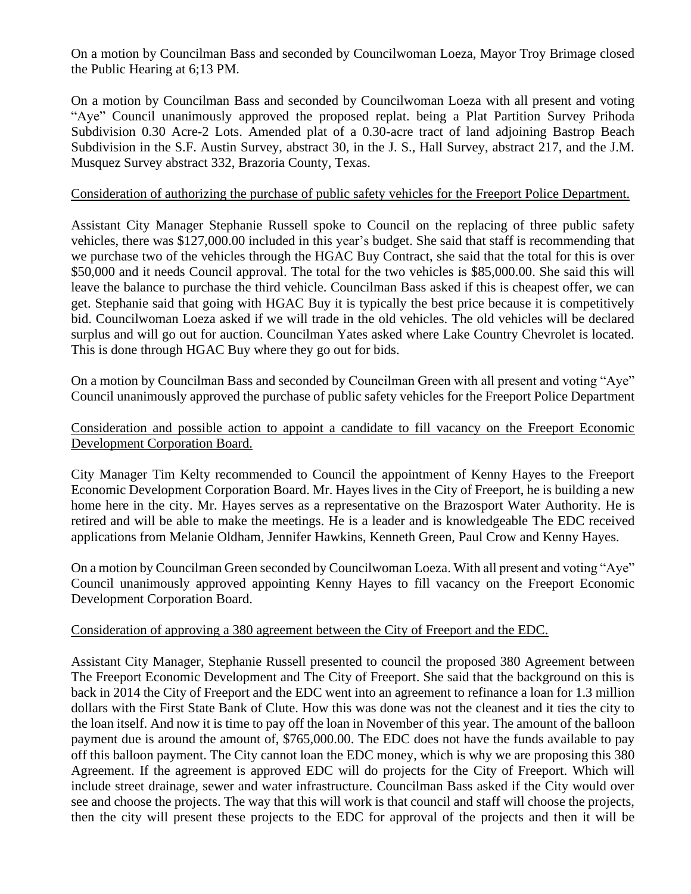On a motion by Councilman Bass and seconded by Councilwoman Loeza, Mayor Troy Brimage closed the Public Hearing at 6;13 PM.

On a motion by Councilman Bass and seconded by Councilwoman Loeza with all present and voting "Aye" Council unanimously approved the proposed replat. being a Plat Partition Survey Prihoda Subdivision 0.30 Acre-2 Lots. Amended plat of a 0.30-acre tract of land adjoining Bastrop Beach Subdivision in the S.F. Austin Survey, abstract 30, in the J. S., Hall Survey, abstract 217, and the J.M. Musquez Survey abstract 332, Brazoria County, Texas.

<u>Consideration of authorizing the purchase of public safety vehicles for the Freeport Police Department.</u>

Assistant City Manager Stephanie Russell spoke to Council on the replacing of three public safety vehicles, there was $127,000.00 included in this year's budget. She said that staff is recommending that we purchase two of the vehicles through the HGAC Buy Contract, she said that the total for this is over $50,000 and it needs Council approval. The total for the two vehicles is $85,000.00. She said this will leave the balance to purchase the third vehicle. Councilman Bass asked if this is cheapest offer, we can get. Stephanie said that going with HGAC Buy it is typically the best price because it is competitively bid. Councilwoman Loeza asked if we will trade in the old vehicles. The old vehicles will be declared surplus and will go out for auction. Councilman Yates asked where Lake Country Chevrolet is located. This is done through HGAC Buy where they go out for bids.

On a motion by Councilman Bass and seconded by Councilman Green with all present and voting "Aye" Council unanimously approved the purchase of public safety vehicles for the Freeport Police Department

<u>Consideration and possible action to appoint a candidate to fill vacancy on the Freeport Economic Development Corporation Board.</u>

City Manager Tim Kelty recommended to Council the appointment of Kenny Hayes to the Freeport Economic Development Corporation Board. Mr. Hayes lives in the City of Freeport, he is building a new home here in the city. Mr. Hayes serves as a representative on the Brazosport Water Authority. He is retired and will be able to make the meetings. He is a leader and is knowledgeable The EDC received applications from Melanie Oldham, Jennifer Hawkins, Kenneth Green, Paul Crow and Kenny Hayes.

On a motion by Councilman Green seconded by Councilwoman Loeza. With all present and voting "Aye" Council unanimously approved appointing Kenny Hayes to fill vacancy on the Freeport Economic Development Corporation Board.

<u>Consideration of approving a 380 agreement between the City of Freeport and the EDC.</u>

Assistant City Manager, Stephanie Russell presented to council the proposed 380 Agreement between The Freeport Economic Development and The City of Freeport. She said that the background on this is back in 2014 the City of Freeport and the EDC went into an agreement to refinance a loan for 1.3 million dollars with the First State Bank of Clute. How this was done was not the cleanest and it ties the city to the loan itself. And now it is time to pay off the loan in November of this year. The amount of the balloon payment due is around the amount of, $765,000.00. The EDC does not have the funds available to pay off this balloon payment. The City cannot loan the EDC money, which is why we are proposing this 380 Agreement. If the agreement is approved EDC will do projects for the City of Freeport. Which will include street drainage, sewer and water infrastructure. Councilman Bass asked if the City would over see and choose the projects. The way that this will work is that council and staff will choose the projects, then the city will present these projects to the EDC for approval of the projects and then it will be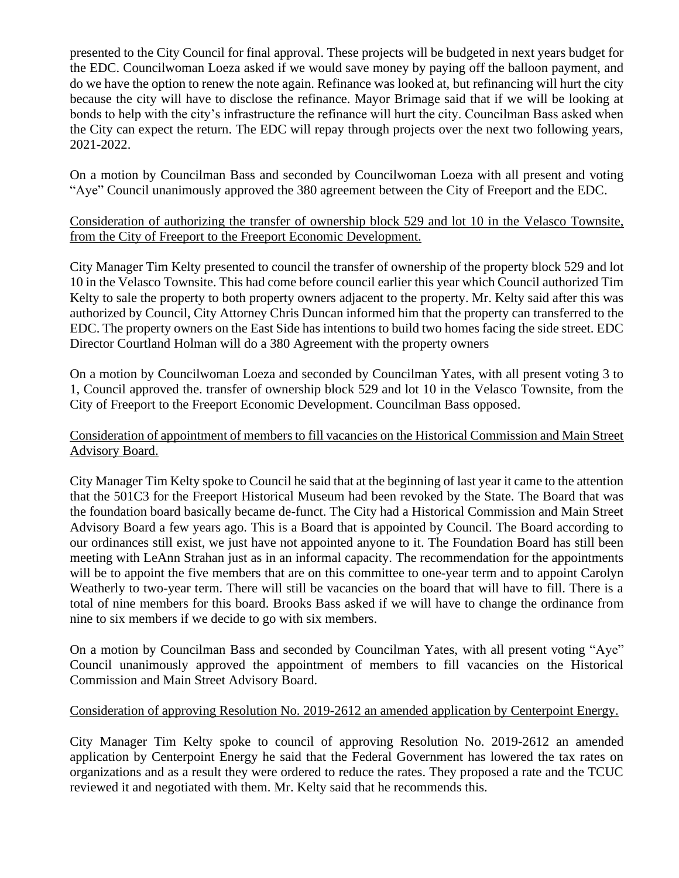presented to the City Council for final approval. These projects will be budgeted in next years budget for the EDC. Councilwoman Loeza asked if we would save money by paying off the balloon payment, and do we have the option to renew the note again. Refinance was looked at, but refinancing will hurt the city because the city will have to disclose the refinance. Mayor Brimage said that if we will be looking at bonds to help with the city's infrastructure the refinance will hurt the city. Councilman Bass asked when the City can expect the return. The EDC will repay through projects over the next two following years, 2021-2022.

On a motion by Councilman Bass and seconded by Councilwoman Loeza with all present and voting "Aye" Council unanimously approved the 380 agreement between the City of Freeport and the EDC.

<u>Consideration of authorizing the transfer of ownership block 529 and lot 10 in the Velasco Townsite, from the City of Freeport to the Freeport Economic Development.</u>

City Manager Tim Kelty presented to council the transfer of ownership of the property block 529 and lot 10 in the Velasco Townsite. This had come before council earlier this year which Council authorized Tim Kelty to sale the property to both property owners adjacent to the property. Mr. Kelty said after this was authorized by Council, City Attorney Chris Duncan informed him that the property can transferred to the EDC. The property owners on the East Side has intentions to build two homes facing the side street. EDC Director Courtland Holman will do a 380 Agreement with the property owners

On a motion by Councilwoman Loeza and seconded by Councilman Yates, with all present voting 3 to 1, Council approved the. transfer of ownership block 529 and lot 10 in the Velasco Townsite, from the City of Freeport to the Freeport Economic Development. Councilman Bass opposed.

<u>Consideration of appointment of members to fill vacancies on the Historical Commission and Main Street Advisory Board.</u>

City Manager Tim Kelty spoke to Council he said that at the beginning of last year it came to the attention that the 501C3 for the Freeport Historical Museum had been revoked by the State. The Board that was the foundation board basically became de-funct. The City had a Historical Commission and Main Street Advisory Board a few years ago. This is a Board that is appointed by Council. The Board according to our ordinances still exist, we just have not appointed anyone to it. The Foundation Board has still been meeting with LeAnn Strahan just as in an informal capacity. The recommendation for the appointments will be to appoint the five members that are on this committee to one-year term and to appoint Carolyn Weatherly to two-year term. There will still be vacancies on the board that will have to fill. There is a total of nine members for this board. Brooks Bass asked if we will have to change the ordinance from nine to six members if we decide to go with six members.

On a motion by Councilman Bass and seconded by Councilman Yates, with all present voting "Aye" Council unanimously approved the appointment of members to fill vacancies on the Historical Commission and Main Street Advisory Board.

<u>Consideration of approving Resolution No. 2019-2612 an amended application by Centerpoint Energy.</u>

City Manager Tim Kelty spoke to council of approving Resolution No. 2019-2612 an amended application by Centerpoint Energy he said that the Federal Government has lowered the tax rates on organizations and as a result they were ordered to reduce the rates. They proposed a rate and the TCUC reviewed it and negotiated with them. Mr. Kelty said that he recommends this.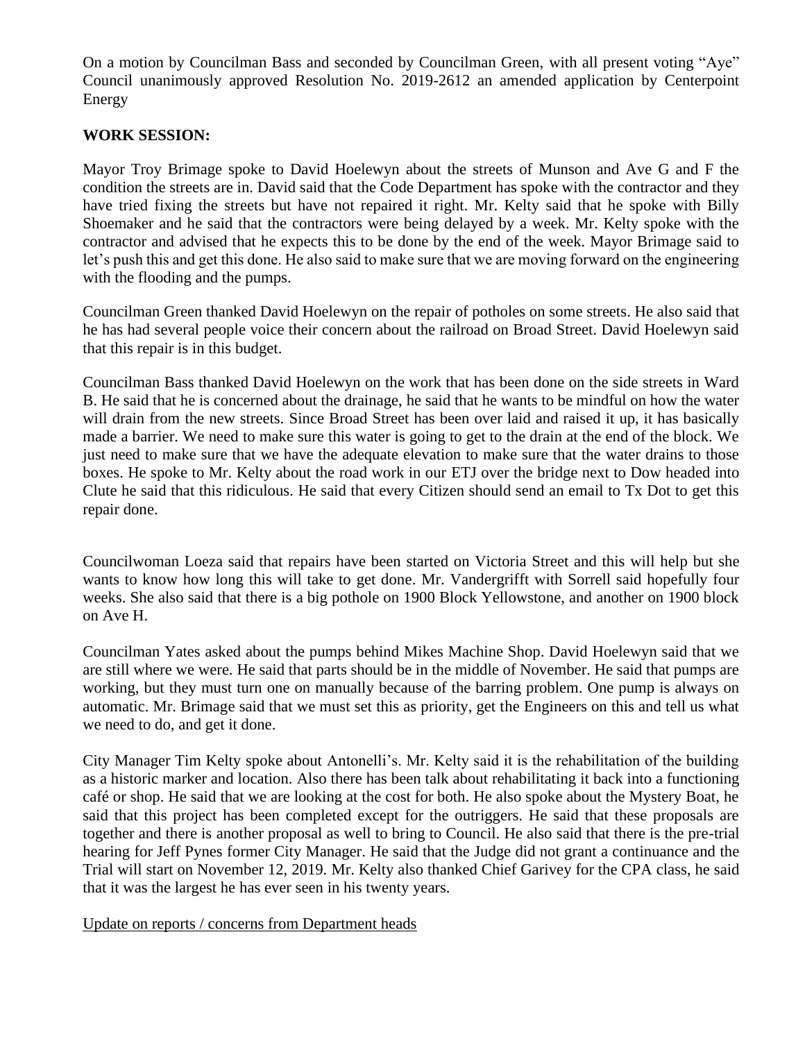On a motion by Councilman Bass and seconded by Councilman Green, with all present voting "Aye" Council unanimously approved Resolution No. 2019-2612 an amended application by Centerpoint Energy

**WORK SESSION:**

Mayor Troy Brimage spoke to David Hoelewyn about the streets of Munson and Ave G and F the condition the streets are in. David said that the Code Department has spoke with the contractor and they have tried fixing the streets but have not repaired it right. Mr. Kelty said that he spoke with Billy Shoemaker and he said that the contractors were being delayed by a week. Mr. Kelty spoke with the contractor and advised that he expects this to be done by the end of the week. Mayor Brimage said to let's push this and get this done. He also said to make sure that we are moving forward on the engineering with the flooding and the pumps.

Councilman Green thanked David Hoelewyn on the repair of potholes on some streets. He also said that he has had several people voice their concern about the railroad on Broad Street. David Hoelewyn said that this repair is in this budget.

Councilman Bass thanked David Hoelewyn on the work that has been done on the side streets in Ward B. He said that he is concerned about the drainage, he said that he wants to be mindful on how the water will drain from the new streets. Since Broad Street has been over laid and raised it up, it has basically made a barrier. We need to make sure this water is going to get to the drain at the end of the block. We just need to make sure that we have the adequate elevation to make sure that the water drains to those boxes. He spoke to Mr. Kelty about the road work in our ETJ over the bridge next to Dow headed into Clute he said that this ridiculous. He said that every Citizen should send an email to Tx Dot to get this repair done.

Councilwoman Loeza said that repairs have been started on Victoria Street and this will help but she wants to know how long this will take to get done. Mr. Vandergrifft with Sorrell said hopefully four weeks. She also said that there is a big pothole on 1900 Block Yellowstone, and another on 1900 block on Ave H.

Councilman Yates asked about the pumps behind Mikes Machine Shop. David Hoelewyn said that we are still where we were. He said that parts should be in the middle of November. He said that pumps are working, but they must turn one on manually because of the barring problem. One pump is always on automatic. Mr. Brimage said that we must set this as priority, get the Engineers on this and tell us what we need to do, and get it done.

City Manager Tim Kelty spoke about Antonelli's. Mr. Kelty said it is the rehabilitation of the building as a historic marker and location. Also there has been talk about rehabilitating it back into a functioning café or shop. He said that we are looking at the cost for both. He also spoke about the Mystery Boat, he said that this project has been completed except for the outriggers. He said that these proposals are together and there is another proposal as well to bring to Council. He also said that there is the pre-trial hearing for Jeff Pynes former City Manager. He said that the Judge did not grant a continuance and the Trial will start on November 12, 2019. Mr. Kelty also thanked Chief Garivey for the CPA class, he said that it was the largest he has ever seen in his twenty years.

Update on reports / concerns from Department heads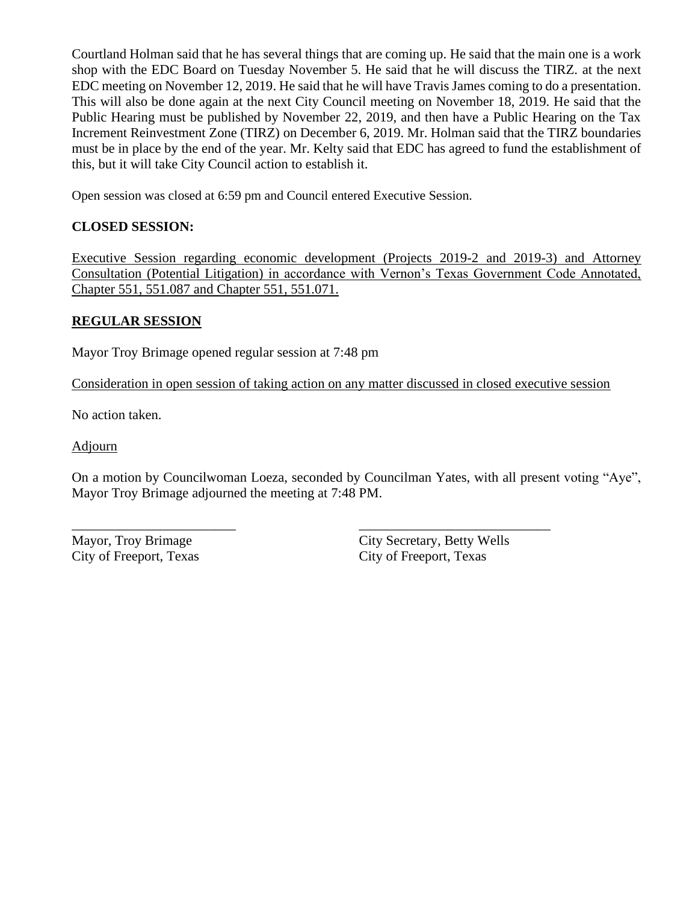Courtland Holman said that he has several things that are coming up. He said that the main one is a work shop with the EDC Board on Tuesday November 5. He said that he will discuss the TIRZ. at the next EDC meeting on November 12, 2019. He said that he will have Travis James coming to do a presentation. This will also be done again at the next City Council meeting on November 18, 2019. He said that the Public Hearing must be published by November 22, 2019, and then have a Public Hearing on the Tax Increment Reinvestment Zone (TIRZ) on December 6, 2019. Mr. Holman said that the TIRZ boundaries must be in place by the end of the year. Mr. Kelty said that EDC has agreed to fund the establishment of this, but it will take City Council action to establish it.

Open session was closed at 6:59 pm and Council entered Executive Session.

**CLOSED SESSION:**

Executive Session regarding economic development (Projects 2019-2 and 2019-3) and Attorney Consultation (Potential Litigation) in accordance with Vernon's Texas Government Code Annotated, Chapter 551, 551.087 and Chapter 551, 551.071.

**REGULAR SESSION**

Mayor Troy Brimage opened regular session at 7:48 pm

Consideration in open session of taking action on any matter discussed in closed executive session

No action taken.

Adjourn

On a motion by Councilwoman Loeza, seconded by Councilman Yates, with all present voting "Aye", Mayor Troy Brimage adjourned the meeting at 7:48 PM.

________________________ ____________________________

Mayor, Troy Brimage
City of Freeport, Texas

City Secretary, Betty Wells
City of Freeport, Texas